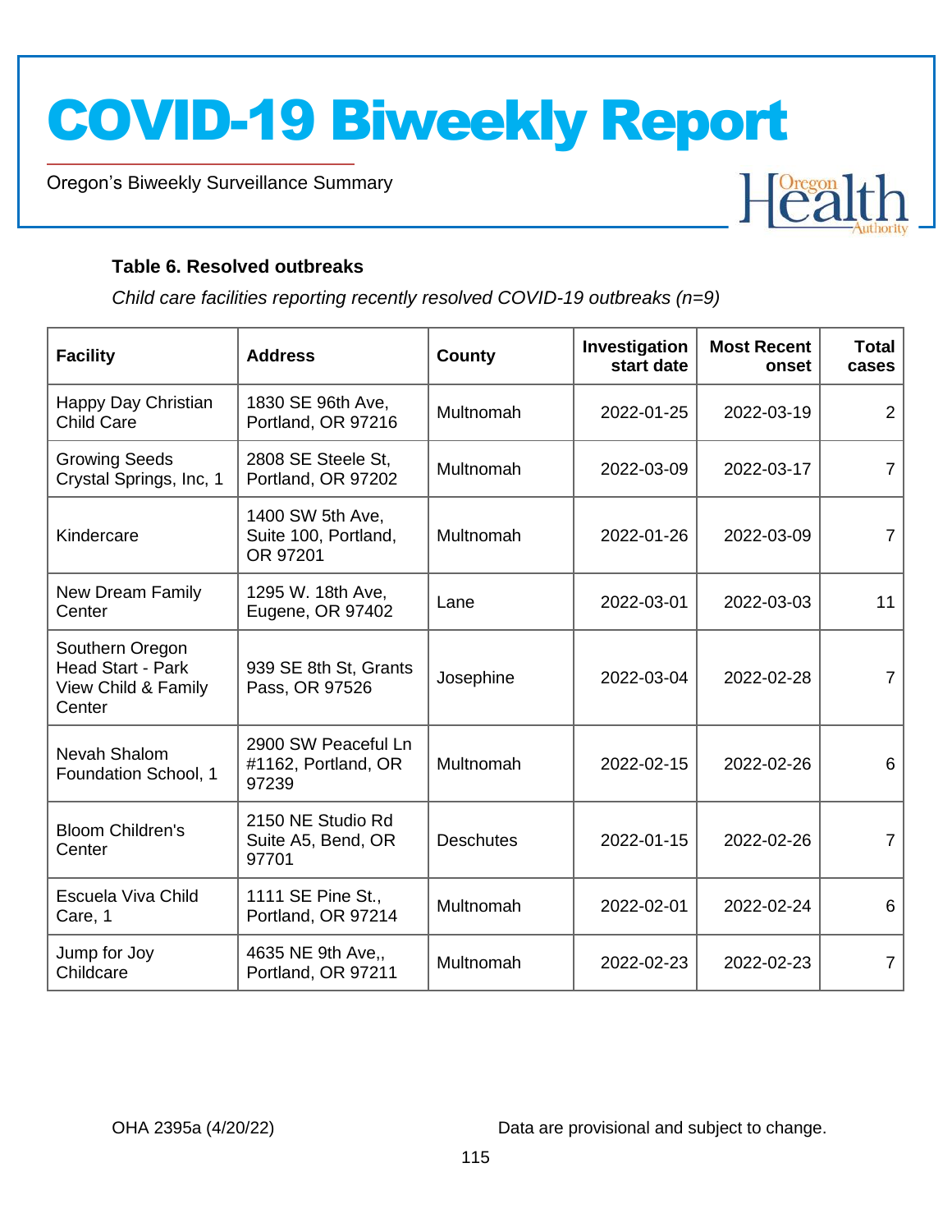# COVID-19 Biweekly Report

Oregon's Biweekly Surveillance Summary

**Table 6. Resolved outbreaks**

*Child care facilities reporting recently resolved COVID-19 outbreaks (n=9)*

| Facility | Address | County | Investigation start date | Most Recent onset | Total cases |
|---|---|---|---|---|---|
| Happy Day Christian Child Care | 1830 SE 96th Ave, Portland, OR 97216 | Multnomah | 2022-01-25 | 2022-03-19 | 2 |
| Growing Seeds Crystal Springs, Inc, 1 | 2808 SE Steele St, Portland, OR 97202 | Multnomah | 2022-03-09 | 2022-03-17 | 7 |
| Kindercare | 1400 SW 5th Ave, Suite 100, Portland, OR 97201 | Multnomah | 2022-01-26 | 2022-03-09 | 7 |
| New Dream Family Center | 1295 W. 18th Ave, Eugene, OR 97402 | Lane | 2022-03-01 | 2022-03-03 | 11 |
| Southern Oregon Head Start - Park View Child & Family Center | 939 SE 8th St, Grants Pass, OR 97526 | Josephine | 2022-03-04 | 2022-02-28 | 7 |
| Nevah Shalom Foundation School, 1 | 2900 SW Peaceful Ln #1162, Portland, OR 97239 | Multnomah | 2022-02-15 | 2022-02-26 | 6 |
| Bloom Children's Center | 2150 NE Studio Rd Suite A5, Bend, OR 97701 | Deschutes | 2022-01-15 | 2022-02-26 | 7 |
| Escuela Viva Child Care, 1 | 1111 SE Pine St., Portland, OR 97214 | Multnomah | 2022-02-01 | 2022-02-24 | 6 |
| Jump for Joy Childcare | 4635 NE 9th Ave,, Portland, OR 97211 | Multnomah | 2022-02-23 | 2022-02-23 | 7 |

OHA 2395a (4/20/22)

Data are provisional and subject to change.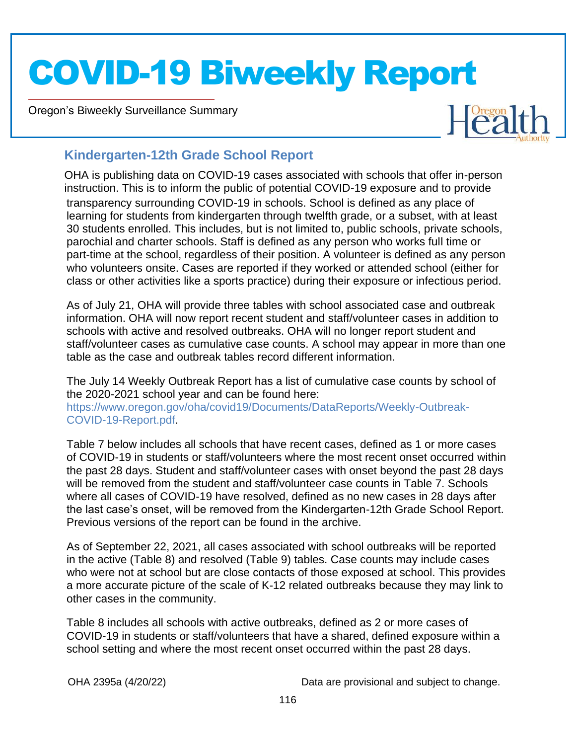## Kindergarten-12th Grade School Report

OHA is publishing data on COVID-19 cases associated with schools that offer in-person instruction. This is to inform the public of potential COVID-19 exposure and to provide transparency surrounding COVID-19 in schools. School is defined as any place of learning for students from kindergarten through twelfth grade, or a subset, with at least 30 students enrolled. This includes, but is not limited to, public schools, private schools, parochial and charter schools. Staff is defined as any person who works full time or part-time at the school, regardless of their position. A volunteer is defined as any person who volunteers onsite. Cases are reported if they worked or attended school (either for class or other activities like a sports practice) during their exposure or infectious period.

As of July 21, OHA will provide three tables with school associated case and outbreak information. OHA will now report recent student and staff/volunteer cases in addition to schools with active and resolved outbreaks. OHA will no longer report student and staff/volunteer cases as cumulative case counts. A school may appear in more than one table as the case and outbreak tables record different information.

The July 14 Weekly Outbreak Report has a list of cumulative case counts by school of the 2020-2021 school year and can be found here: https://www.oregon.gov/oha/covid19/Documents/DataReports/Weekly-Outbreak-COVID-19-Report.pdf.

Table 7 below includes all schools that have recent cases, defined as 1 or more cases of COVID-19 in students or staff/volunteers where the most recent onset occurred within the past 28 days. Student and staff/volunteer cases with onset beyond the past 28 days will be removed from the student and staff/volunteer case counts in Table 7. Schools where all cases of COVID-19 have resolved, defined as no new cases in 28 days after the last case's onset, will be removed from the Kindergarten-12th Grade School Report. Previous versions of the report can be found in the archive.

As of September 22, 2021, all cases associated with school outbreaks will be reported in the active (Table 8) and resolved (Table 9) tables. Case counts may include cases who were not at school but are close contacts of those exposed at school. This provides a more accurate picture of the scale of K-12 related outbreaks because they may link to other cases in the community.

Table 8 includes all schools with active outbreaks, defined as 2 or more cases of COVID-19 in students or staff/volunteers that have a shared, defined exposure within a school setting and where the most recent onset occurred within the past 28 days.

OHA 2395a (4/20/22)

Data are provisional and subject to change.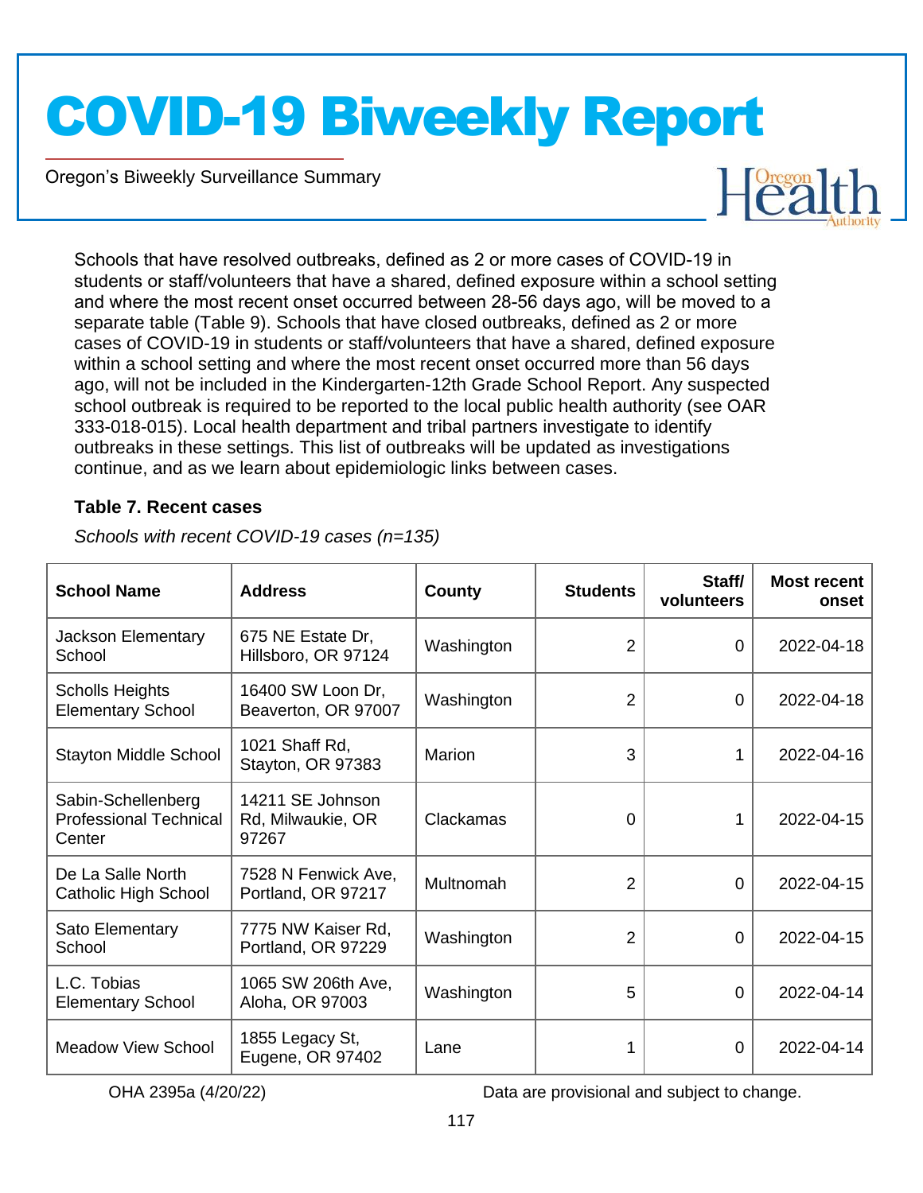Schools that have resolved outbreaks, defined as 2 or more cases of COVID-19 in students or staff/volunteers that have a shared, defined exposure within a school setting and where the most recent onset occurred between 28-56 days ago, will be moved to a separate table (Table 9). Schools that have closed outbreaks, defined as 2 or more cases of COVID-19 in students or staff/volunteers that have a shared, defined exposure within a school setting and where the most recent onset occurred more than 56 days ago, will not be included in the Kindergarten-12th Grade School Report. Any suspected school outbreak is required to be reported to the local public health authority (see OAR 333-018-015). Local health department and tribal partners investigate to identify outbreaks in these settings. This list of outbreaks will be updated as investigations continue, and as we learn about epidemiologic links between cases.

### Table 7. Recent cases

*Schools with recent COVID-19 cases (n=135)*

| School Name | Address | County | Students | Staff/ volunteers | Most recent onset |
|---|---|---|---|---|---|
| Jackson Elementary School | 675 NE Estate Dr, Hillsboro, OR 97124 | Washington | 2 | 0 | 2022-04-18 |
| Scholls Heights Elementary School | 16400 SW Loon Dr, Beaverton, OR 97007 | Washington | 2 | 0 | 2022-04-18 |
| Stayton Middle School | 1021 Shaff Rd, Stayton, OR 97383 | Marion | 3 | 1 | 2022-04-16 |
| Sabin-Schellenberg Professional Technical Center | 14211 SE Johnson Rd, Milwaukie, OR 97267 | Clackamas | 0 | 1 | 2022-04-15 |
| De La Salle North Catholic High School | 7528 N Fenwick Ave, Portland, OR 97217 | Multnomah | 2 | 0 | 2022-04-15 |
| Sato Elementary School | 7775 NW Kaiser Rd, Portland, OR 97229 | Washington | 2 | 0 | 2022-04-15 |
| L.C. Tobias Elementary School | 1065 SW 206th Ave, Aloha, OR 97003 | Washington | 5 | 0 | 2022-04-14 |
| Meadow View School | 1855 Legacy St, Eugene, OR 97402 | Lane | 1 | 0 | 2022-04-14 |

OHA 2395a (4/20/22) Data are provisional and subject to change.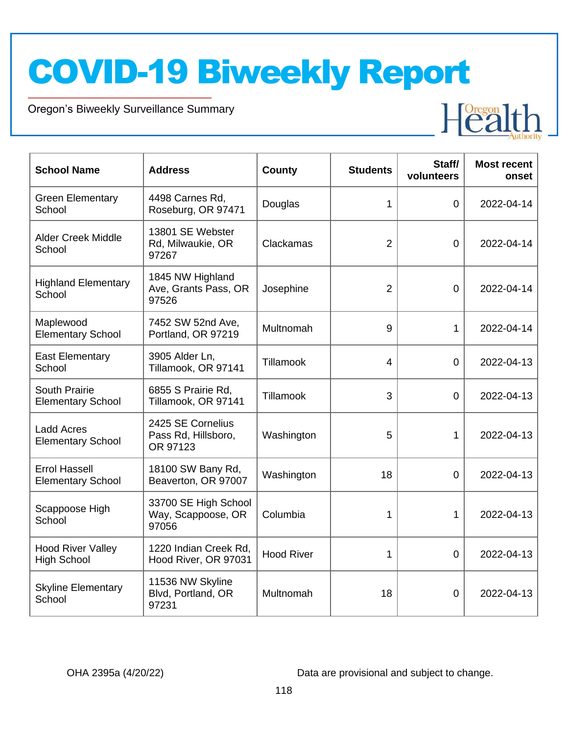# COVID-19 Biweekly Report

Oregon's Biweekly Surveillance Summary

| School Name | Address | County | Students | Staff/ volunteers | Most recent onset |
|---|---|---|---|---|---|
| Green Elementary School | 4498 Carnes Rd, Roseburg, OR 97471 | Douglas | 1 | 0 | 2022-04-14 |
| Alder Creek Middle School | 13801 SE Webster Rd, Milwaukie, OR 97267 | Clackamas | 2 | 0 | 2022-04-14 |
| Highland Elementary School | 1845 NW Highland Ave, Grants Pass, OR 97526 | Josephine | 2 | 0 | 2022-04-14 |
| Maplewood Elementary School | 7452 SW 52nd Ave, Portland, OR 97219 | Multnomah | 9 | 1 | 2022-04-14 |
| East Elementary School | 3905 Alder Ln, Tillamook, OR 97141 | Tillamook | 4 | 0 | 2022-04-13 |
| South Prairie Elementary School | 6855 S Prairie Rd, Tillamook, OR 97141 | Tillamook | 3 | 0 | 2022-04-13 |
| Ladd Acres Elementary School | 2425 SE Cornelius Pass Rd, Hillsboro, OR 97123 | Washington | 5 | 1 | 2022-04-13 |
| Errol Hassell Elementary School | 18100 SW Bany Rd, Beaverton, OR 97007 | Washington | 18 | 0 | 2022-04-13 |
| Scappoose High School | 33700 SE High School Way, Scappoose, OR 97056 | Columbia | 1 | 1 | 2022-04-13 |
| Hood River Valley High School | 1220 Indian Creek Rd, Hood River, OR 97031 | Hood River | 1 | 0 | 2022-04-13 |
| Skyline Elementary School | 11536 NW Skyline Blvd, Portland, OR 97231 | Multnomah | 18 | 0 | 2022-04-13 |

OHA 2395a (4/20/22)

Data are provisional and subject to change.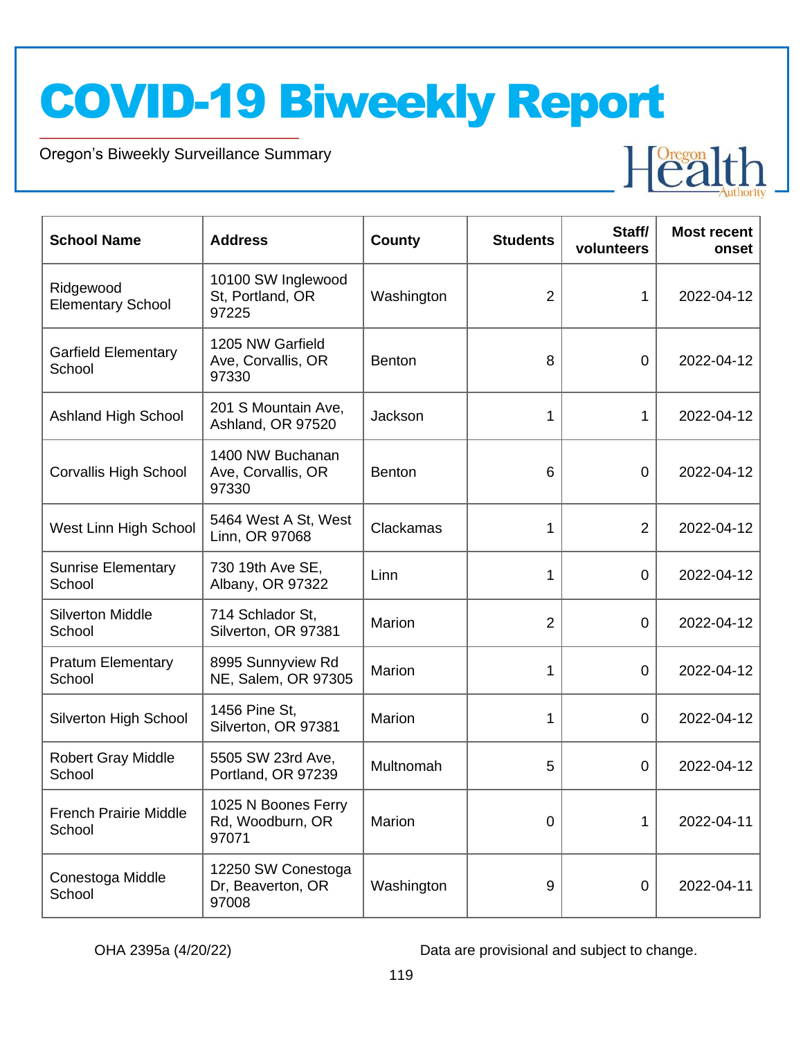# COVID-19 Biweekly Report

Oregon's Biweekly Surveillance Summary

| School Name | Address | County | Students | Staff/ volunteers | Most recent onset |
|---|---|---|---|---|---|
| Ridgewood Elementary School | 10100 SW Inglewood St, Portland, OR 97225 | Washington | 2 | 1 | 2022-04-12 |
| Garfield Elementary School | 1205 NW Garfield Ave, Corvallis, OR 97330 | Benton | 8 | 0 | 2022-04-12 |
| Ashland High School | 201 S Mountain Ave, Ashland, OR 97520 | Jackson | 1 | 1 | 2022-04-12 |
| Corvallis High School | 1400 NW Buchanan Ave, Corvallis, OR 97330 | Benton | 6 | 0 | 2022-04-12 |
| West Linn High School | 5464 West A St, West Linn, OR 97068 | Clackamas | 1 | 2 | 2022-04-12 |
| Sunrise Elementary School | 730 19th Ave SE, Albany, OR 97322 | Linn | 1 | 0 | 2022-04-12 |
| Silverton Middle School | 714 Schlador St, Silverton, OR 97381 | Marion | 2 | 0 | 2022-04-12 |
| Pratum Elementary School | 8995 Sunnyview Rd NE, Salem, OR 97305 | Marion | 1 | 0 | 2022-04-12 |
| Silverton High School | 1456 Pine St, Silverton, OR 97381 | Marion | 1 | 0 | 2022-04-12 |
| Robert Gray Middle School | 5505 SW 23rd Ave, Portland, OR 97239 | Multnomah | 5 | 0 | 2022-04-12 |
| French Prairie Middle School | 1025 N Boones Ferry Rd, Woodburn, OR 97071 | Marion | 0 | 1 | 2022-04-11 |
| Conestoga Middle School | 12250 SW Conestoga Dr, Beaverton, OR 97008 | Washington | 9 | 0 | 2022-04-11 |

OHA 2395a (4/20/22)

Data are provisional and subject to change.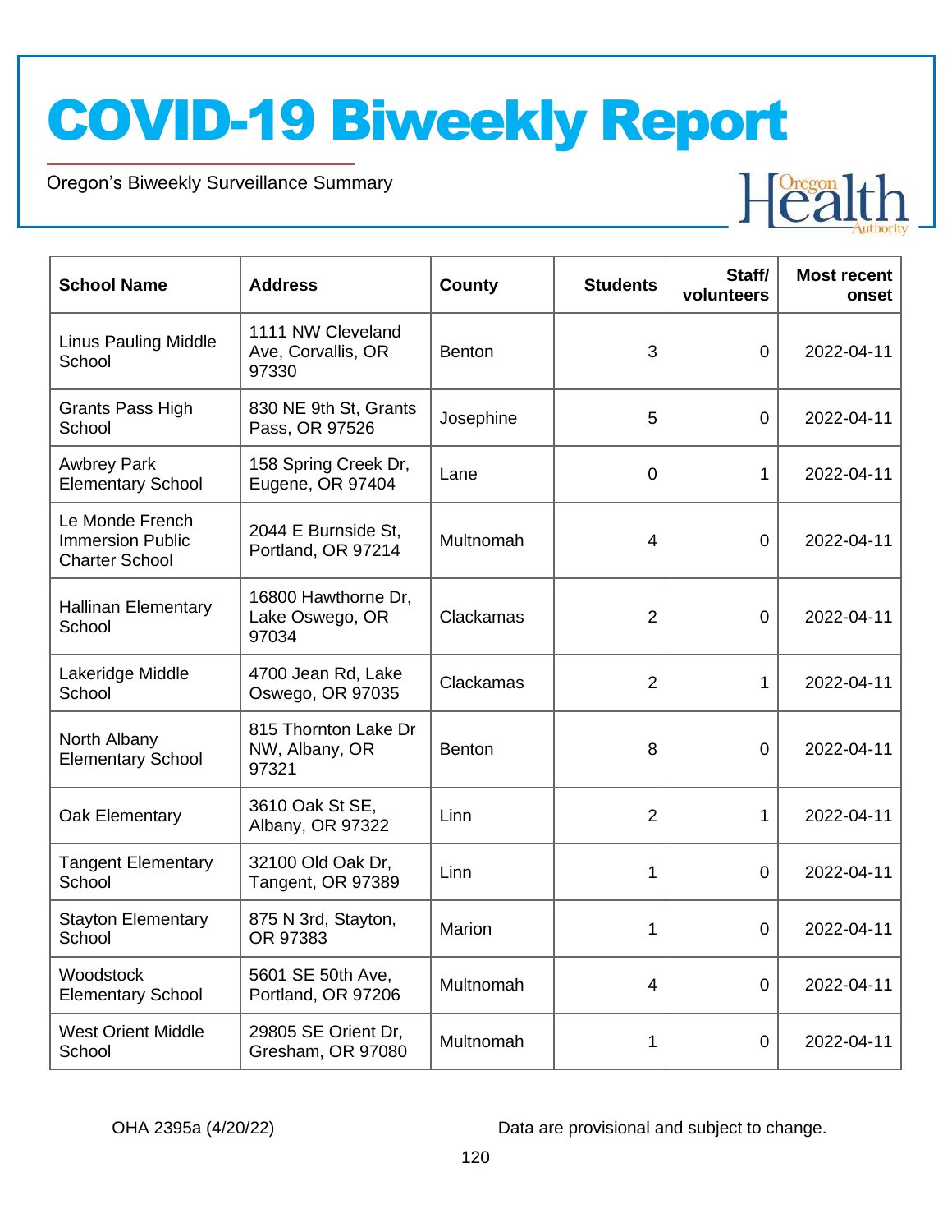# COVID-19 Biweekly Report

Oregon's Biweekly Surveillance Summary

| School Name | Address | County | Students | Staff/ volunteers | Most recent onset |
|---|---|---|---|---|---|
| Linus Pauling Middle School | 1111 NW Cleveland Ave, Corvallis, OR 97330 | Benton | 3 | 0 | 2022-04-11 |
| Grants Pass High School | 830 NE 9th St, Grants Pass, OR 97526 | Josephine | 5 | 0 | 2022-04-11 |
| Awbrey Park Elementary School | 158 Spring Creek Dr, Eugene, OR 97404 | Lane | 0 | 1 | 2022-04-11 |
| Le Monde French Immersion Public Charter School | 2044 E Burnside St, Portland, OR 97214 | Multnomah | 4 | 0 | 2022-04-11 |
| Hallinan Elementary School | 16800 Hawthorne Dr, Lake Oswego, OR 97034 | Clackamas | 2 | 0 | 2022-04-11 |
| Lakeridge Middle School | 4700 Jean Rd, Lake Oswego, OR 97035 | Clackamas | 2 | 1 | 2022-04-11 |
| North Albany Elementary School | 815 Thornton Lake Dr NW, Albany, OR 97321 | Benton | 8 | 0 | 2022-04-11 |
| Oak Elementary | 3610 Oak St SE, Albany, OR 97322 | Linn | 2 | 1 | 2022-04-11 |
| Tangent Elementary School | 32100 Old Oak Dr, Tangent, OR 97389 | Linn | 1 | 0 | 2022-04-11 |
| Stayton Elementary School | 875 N 3rd, Stayton, OR 97383 | Marion | 1 | 0 | 2022-04-11 |
| Woodstock Elementary School | 5601 SE 50th Ave, Portland, OR 97206 | Multnomah | 4 | 0 | 2022-04-11 |
| West Orient Middle School | 29805 SE Orient Dr, Gresham, OR 97080 | Multnomah | 1 | 0 | 2022-04-11 |

OHA 2395a (4/20/22)

Data are provisional and subject to change.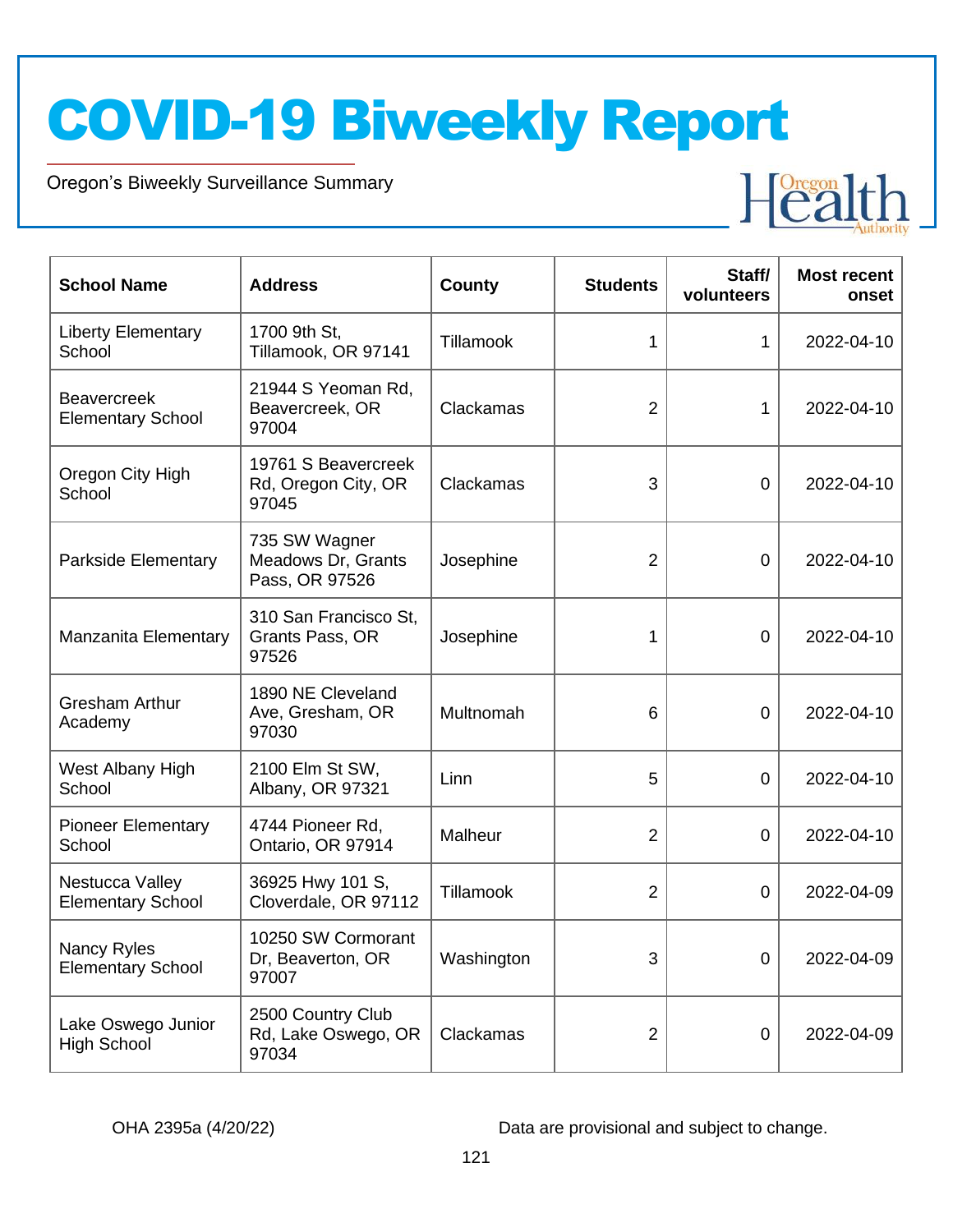# COVID-19 Biweekly Report

Oregon's Biweekly Surveillance Summary

| School Name | Address | County | Students | Staff/ volunteers | Most recent onset |
|---|---|---|---|---|---|
| Liberty Elementary School | 1700 9th St, Tillamook, OR 97141 | Tillamook | 1 | 1 | 2022-04-10 |
| Beavercreek Elementary School | 21944 S Yeoman Rd, Beavercreek, OR 97004 | Clackamas | 2 | 1 | 2022-04-10 |
| Oregon City High School | 19761 S Beavercreek Rd, Oregon City, OR 97045 | Clackamas | 3 | 0 | 2022-04-10 |
| Parkside Elementary | 735 SW Wagner Meadows Dr, Grants Pass, OR 97526 | Josephine | 2 | 0 | 2022-04-10 |
| Manzanita Elementary | 310 San Francisco St, Grants Pass, OR 97526 | Josephine | 1 | 0 | 2022-04-10 |
| Gresham Arthur Academy | 1890 NE Cleveland Ave, Gresham, OR 97030 | Multnomah | 6 | 0 | 2022-04-10 |
| West Albany High School | 2100 Elm St SW, Albany, OR 97321 | Linn | 5 | 0 | 2022-04-10 |
| Pioneer Elementary School | 4744 Pioneer Rd, Ontario, OR 97914 | Malheur | 2 | 0 | 2022-04-10 |
| Nestucca Valley Elementary School | 36925 Hwy 101 S, Cloverdale, OR 97112 | Tillamook | 2 | 0 | 2022-04-09 |
| Nancy Ryles Elementary School | 10250 SW Cormorant Dr, Beaverton, OR 97007 | Washington | 3 | 0 | 2022-04-09 |
| Lake Oswego Junior High School | 2500 Country Club Rd, Lake Oswego, OR 97034 | Clackamas | 2 | 0 | 2022-04-09 |

OHA 2395a (4/20/22)

Data are provisional and subject to change.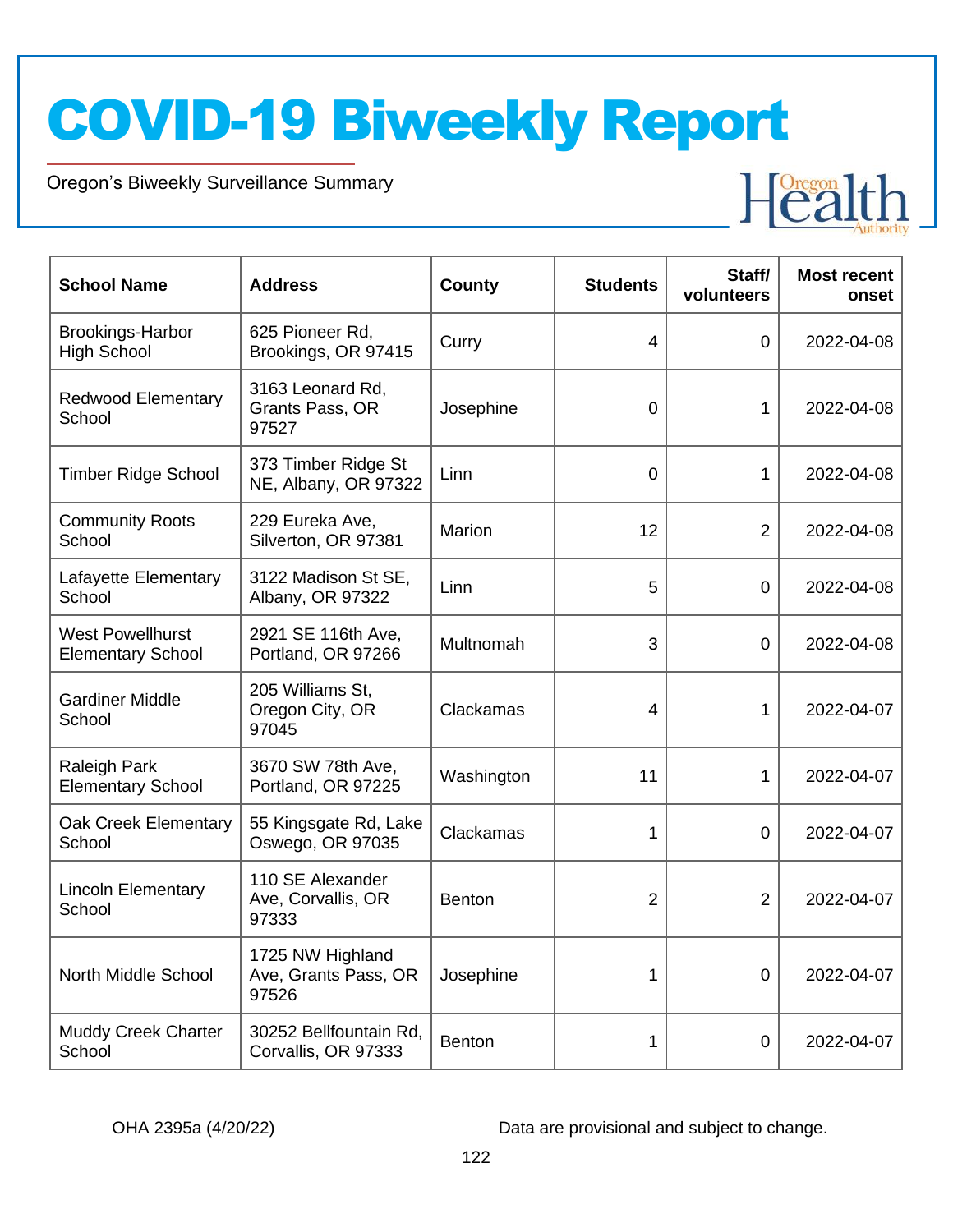# COVID-19 Biweekly Report

Oregon's Biweekly Surveillance Summary

| School Name | Address | County | Students | Staff/ volunteers | Most recent onset |
|---|---|---|---|---|---|
| Brookings-Harbor High School | 625 Pioneer Rd, Brookings, OR 97415 | Curry | 4 | 0 | 2022-04-08 |
| Redwood Elementary School | 3163 Leonard Rd, Grants Pass, OR 97527 | Josephine | 0 | 1 | 2022-04-08 |
| Timber Ridge School | 373 Timber Ridge St NE, Albany, OR 97322 | Linn | 0 | 1 | 2022-04-08 |
| Community Roots School | 229 Eureka Ave, Silverton, OR 97381 | Marion | 12 | 2 | 2022-04-08 |
| Lafayette Elementary School | 3122 Madison St SE, Albany, OR 97322 | Linn | 5 | 0 | 2022-04-08 |
| West Powellhurst Elementary School | 2921 SE 116th Ave, Portland, OR 97266 | Multnomah | 3 | 0 | 2022-04-08 |
| Gardiner Middle School | 205 Williams St, Oregon City, OR 97045 | Clackamas | 4 | 1 | 2022-04-07 |
| Raleigh Park Elementary School | 3670 SW 78th Ave, Portland, OR 97225 | Washington | 11 | 1 | 2022-04-07 |
| Oak Creek Elementary School | 55 Kingsgate Rd, Lake Oswego, OR 97035 | Clackamas | 1 | 0 | 2022-04-07 |
| Lincoln Elementary School | 110 SE Alexander Ave, Corvallis, OR 97333 | Benton | 2 | 2 | 2022-04-07 |
| North Middle School | 1725 NW Highland Ave, Grants Pass, OR 97526 | Josephine | 1 | 0 | 2022-04-07 |
| Muddy Creek Charter School | 30252 Bellfountain Rd, Corvallis, OR 97333 | Benton | 1 | 0 | 2022-04-07 |

OHA 2395a (4/20/22)

Data are provisional and subject to change.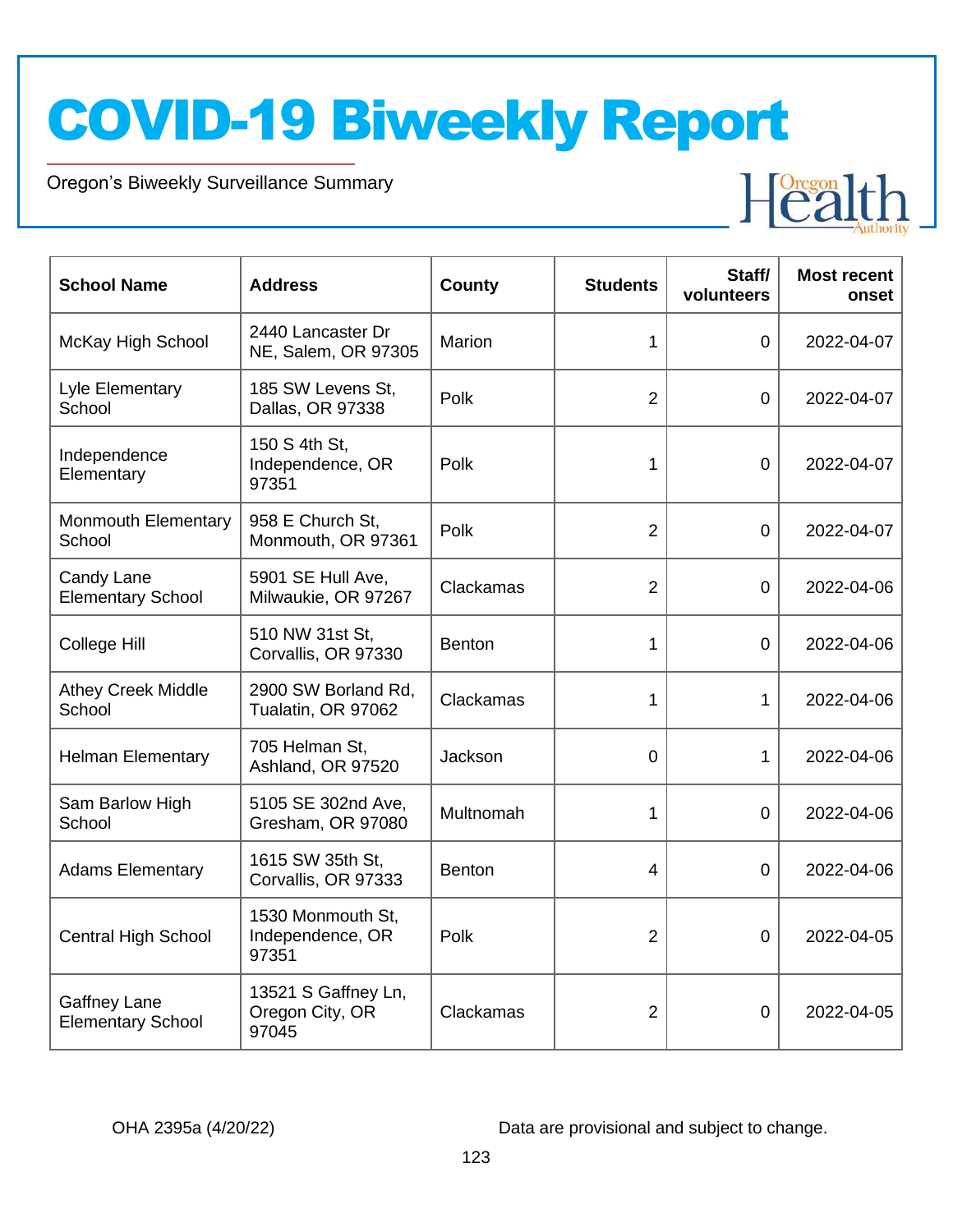# COVID-19 Biweekly Report

Oregon's Biweekly Surveillance Summary

| School Name | Address | County | Students | Staff/ volunteers | Most recent onset |
|---|---|---|---|---|---|
| McKay High School | 2440 Lancaster Dr NE, Salem, OR 97305 | Marion | 1 | 0 | 2022-04-07 |
| Lyle Elementary School | 185 SW Levens St, Dallas, OR 97338 | Polk | 2 | 0 | 2022-04-07 |
| Independence Elementary | 150 S 4th St, Independence, OR 97351 | Polk | 1 | 0 | 2022-04-07 |
| Monmouth Elementary School | 958 E Church St, Monmouth, OR 97361 | Polk | 2 | 0 | 2022-04-07 |
| Candy Lane Elementary School | 5901 SE Hull Ave, Milwaukie, OR 97267 | Clackamas | 2 | 0 | 2022-04-06 |
| College Hill | 510 NW 31st St, Corvallis, OR 97330 | Benton | 1 | 0 | 2022-04-06 |
| Athey Creek Middle School | 2900 SW Borland Rd, Tualatin, OR 97062 | Clackamas | 1 | 1 | 2022-04-06 |
| Helman Elementary | 705 Helman St, Ashland, OR 97520 | Jackson | 0 | 1 | 2022-04-06 |
| Sam Barlow High School | 5105 SE 302nd Ave, Gresham, OR 97080 | Multnomah | 1 | 0 | 2022-04-06 |
| Adams Elementary | 1615 SW 35th St, Corvallis, OR 97333 | Benton | 4 | 0 | 2022-04-06 |
| Central High School | 1530 Monmouth St, Independence, OR 97351 | Polk | 2 | 0 | 2022-04-05 |
| Gaffney Lane Elementary School | 13521 S Gaffney Ln, Oregon City, OR 97045 | Clackamas | 2 | 0 | 2022-04-05 |

OHA 2395a (4/20/22)

Data are provisional and subject to change.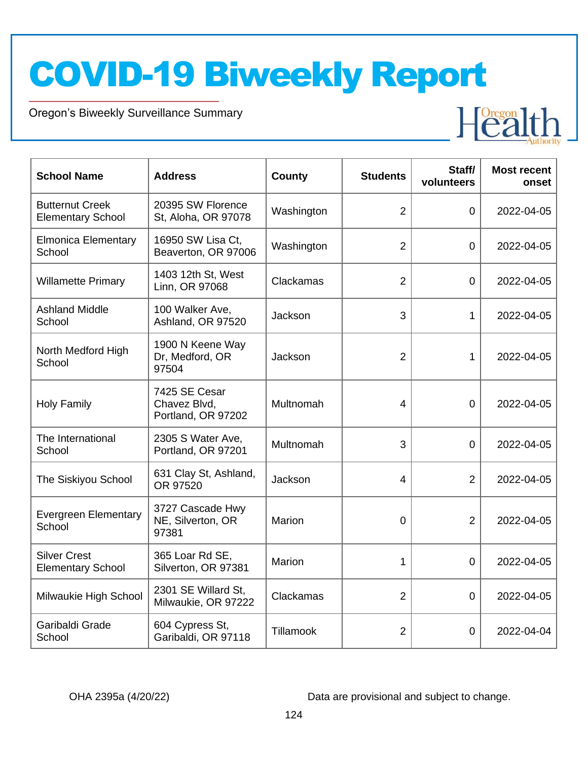# COVID-19 Biweekly Report

Oregon's Biweekly Surveillance Summary

| School Name | Address | County | Students | Staff/ volunteers | Most recent onset |
|---|---|---|---|---|---|
| Butternut Creek Elementary School | 20395 SW Florence St, Aloha, OR 97078 | Washington | 2 | 0 | 2022-04-05 |
| Elmonica Elementary School | 16950 SW Lisa Ct, Beaverton, OR 97006 | Washington | 2 | 0 | 2022-04-05 |
| Willamette Primary | 1403 12th St, West Linn, OR 97068 | Clackamas | 2 | 0 | 2022-04-05 |
| Ashland Middle School | 100 Walker Ave, Ashland, OR 97520 | Jackson | 3 | 1 | 2022-04-05 |
| North Medford High School | 1900 N Keene Way Dr, Medford, OR 97504 | Jackson | 2 | 1 | 2022-04-05 |
| Holy Family | 7425 SE Cesar Chavez Blvd, Portland, OR 97202 | Multnomah | 4 | 0 | 2022-04-05 |
| The International School | 2305 S Water Ave, Portland, OR 97201 | Multnomah | 3 | 0 | 2022-04-05 |
| The Siskiyou School | 631 Clay St, Ashland, OR 97520 | Jackson | 4 | 2 | 2022-04-05 |
| Evergreen Elementary School | 3727 Cascade Hwy NE, Silverton, OR 97381 | Marion | 0 | 2 | 2022-04-05 |
| Silver Crest Elementary School | 365 Loar Rd SE, Silverton, OR 97381 | Marion | 1 | 0 | 2022-04-05 |
| Milwaukie High School | 2301 SE Willard St, Milwaukie, OR 97222 | Clackamas | 2 | 0 | 2022-04-05 |
| Garibaldi Grade School | 604 Cypress St, Garibaldi, OR 97118 | Tillamook | 2 | 0 | 2022-04-04 |

OHA 2395a (4/20/22)

Data are provisional and subject to change.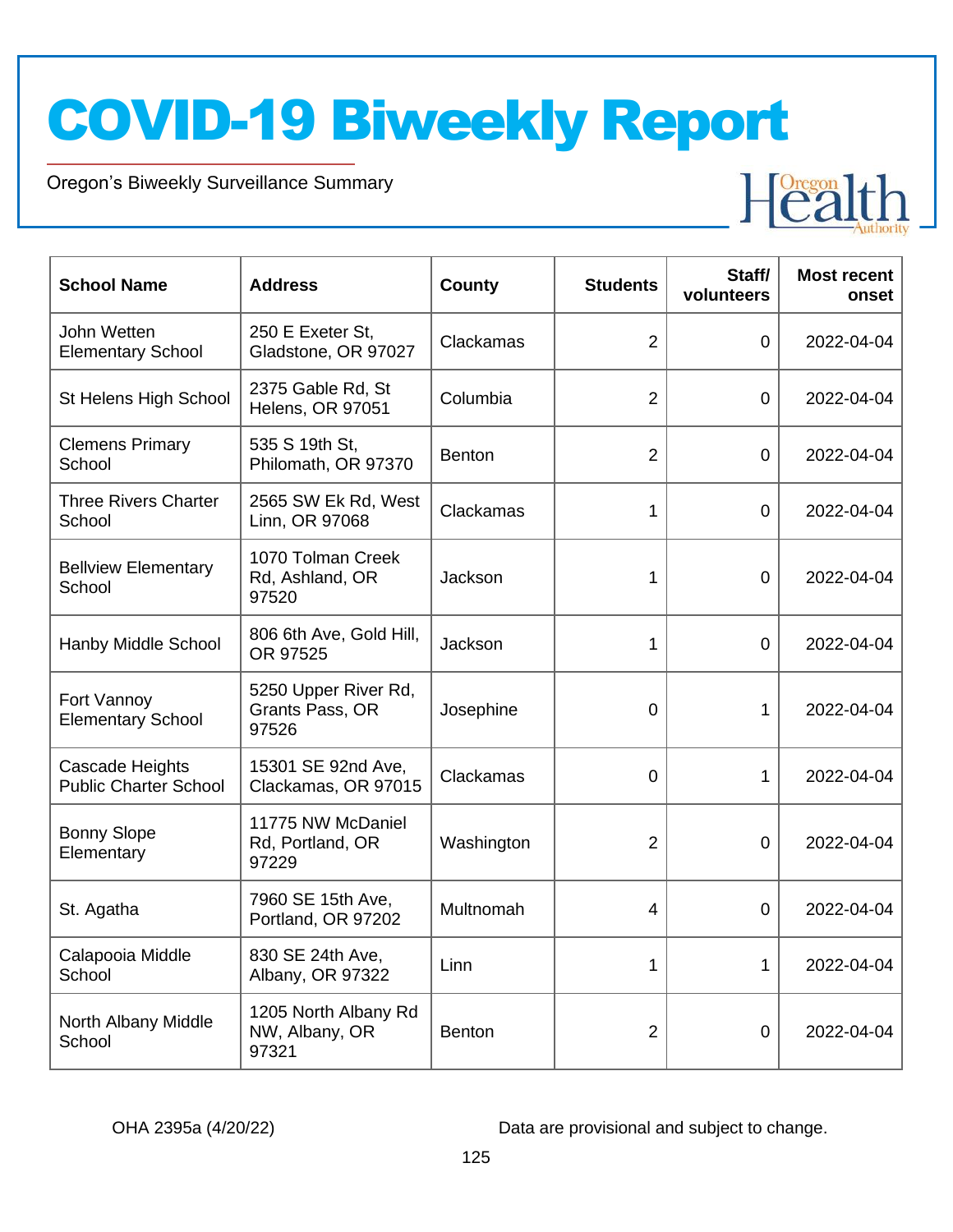# COVID-19 Biweekly Report

Oregon's Biweekly Surveillance Summary

| School Name | Address | County | Students | Staff/ volunteers | Most recent onset |
|---|---|---|---|---|---|
| John Wetten Elementary School | 250 E Exeter St, Gladstone, OR 97027 | Clackamas | 2 | 0 | 2022-04-04 |
| St Helens High School | 2375 Gable Rd, St Helens, OR 97051 | Columbia | 2 | 0 | 2022-04-04 |
| Clemens Primary School | 535 S 19th St, Philomath, OR 97370 | Benton | 2 | 0 | 2022-04-04 |
| Three Rivers Charter School | 2565 SW Ek Rd, West Linn, OR 97068 | Clackamas | 1 | 0 | 2022-04-04 |
| Bellview Elementary School | 1070 Tolman Creek Rd, Ashland, OR 97520 | Jackson | 1 | 0 | 2022-04-04 |
| Hanby Middle School | 806 6th Ave, Gold Hill, OR 97525 | Jackson | 1 | 0 | 2022-04-04 |
| Fort Vannoy Elementary School | 5250 Upper River Rd, Grants Pass, OR 97526 | Josephine | 0 | 1 | 2022-04-04 |
| Cascade Heights Public Charter School | 15301 SE 92nd Ave, Clackamas, OR 97015 | Clackamas | 0 | 1 | 2022-04-04 |
| Bonny Slope Elementary | 11775 NW McDaniel Rd, Portland, OR 97229 | Washington | 2 | 0 | 2022-04-04 |
| St. Agatha | 7960 SE 15th Ave, Portland, OR 97202 | Multnomah | 4 | 0 | 2022-04-04 |
| Calapooia Middle School | 830 SE 24th Ave, Albany, OR 97322 | Linn | 1 | 1 | 2022-04-04 |
| North Albany Middle School | 1205 North Albany Rd NW, Albany, OR 97321 | Benton | 2 | 0 | 2022-04-04 |

OHA 2395a (4/20/22)

Data are provisional and subject to change.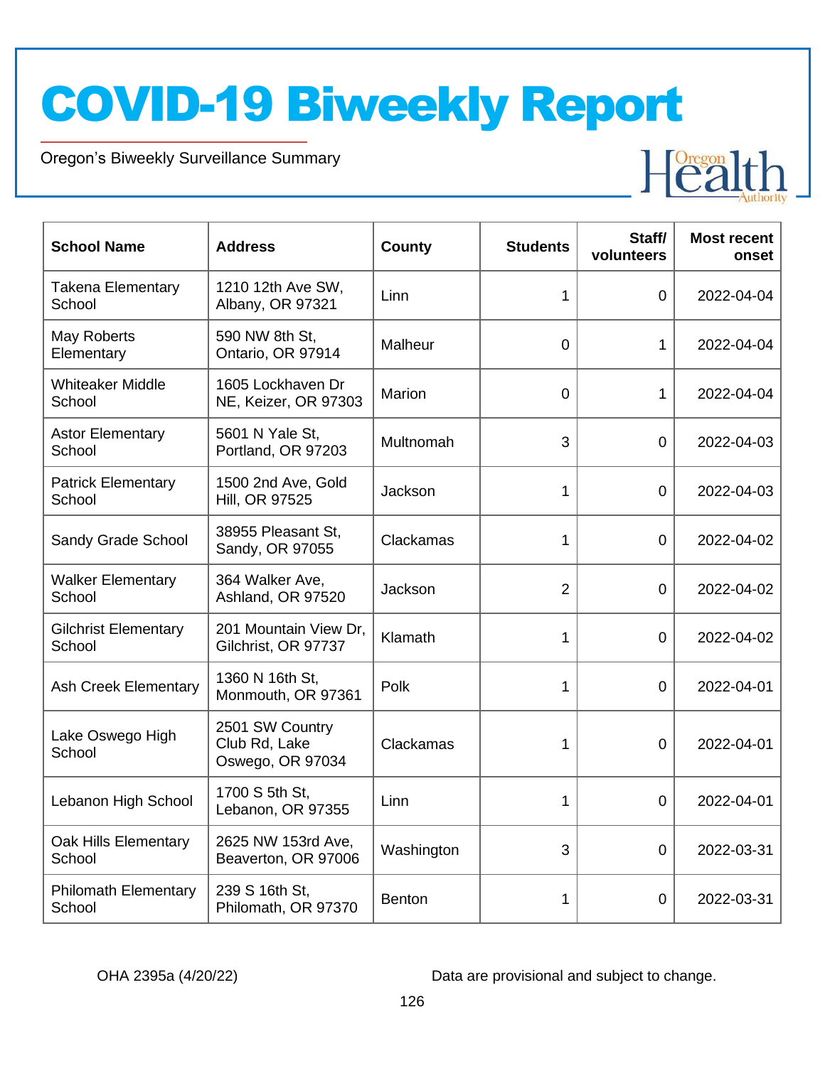# COVID-19 Biweekly Report

Oregon's Biweekly Surveillance Summary

| School Name | Address | County | Students | Staff/ volunteers | Most recent onset |
|---|---|---|---|---|---|
| Takena Elementary School | 1210 12th Ave SW, Albany, OR 97321 | Linn | 1 | 0 | 2022-04-04 |
| May Roberts Elementary | 590 NW 8th St, Ontario, OR 97914 | Malheur | 0 | 1 | 2022-04-04 |
| Whiteaker Middle School | 1605 Lockhaven Dr NE, Keizer, OR 97303 | Marion | 0 | 1 | 2022-04-04 |
| Astor Elementary School | 5601 N Yale St, Portland, OR 97203 | Multnomah | 3 | 0 | 2022-04-03 |
| Patrick Elementary School | 1500 2nd Ave, Gold Hill, OR 97525 | Jackson | 1 | 0 | 2022-04-03 |
| Sandy Grade School | 38955 Pleasant St, Sandy, OR 97055 | Clackamas | 1 | 0 | 2022-04-02 |
| Walker Elementary School | 364 Walker Ave, Ashland, OR 97520 | Jackson | 2 | 0 | 2022-04-02 |
| Gilchrist Elementary School | 201 Mountain View Dr, Gilchrist, OR 97737 | Klamath | 1 | 0 | 2022-04-02 |
| Ash Creek Elementary | 1360 N 16th St, Monmouth, OR 97361 | Polk | 1 | 0 | 2022-04-01 |
| Lake Oswego High School | 2501 SW Country Club Rd, Lake Oswego, OR 97034 | Clackamas | 1 | 0 | 2022-04-01 |
| Lebanon High School | 1700 S 5th St, Lebanon, OR 97355 | Linn | 1 | 0 | 2022-04-01 |
| Oak Hills Elementary School | 2625 NW 153rd Ave, Beaverton, OR 97006 | Washington | 3 | 0 | 2022-03-31 |
| Philomath Elementary School | 239 S 16th St, Philomath, OR 97370 | Benton | 1 | 0 | 2022-03-31 |

OHA 2395a (4/20/22) | Data are provisional and subject to change.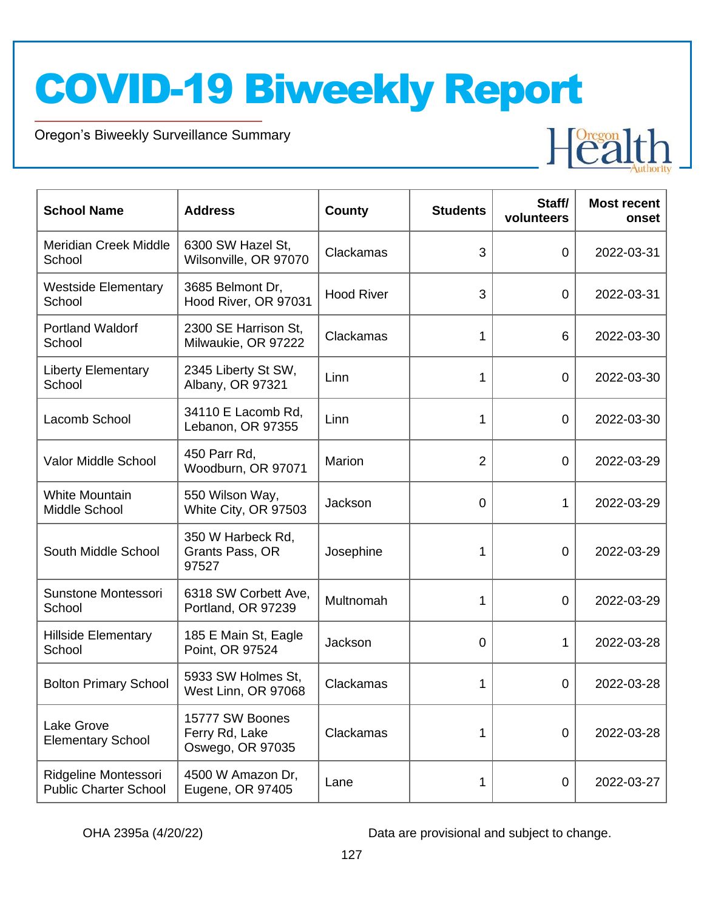# COVID-19 Biweekly Report

Oregon's Biweekly Surveillance Summary

| School Name | Address | County | Students | Staff/ volunteers | Most recent onset |
|---|---|---|---|---|---|
| Meridian Creek Middle School | 6300 SW Hazel St, Wilsonville, OR 97070 | Clackamas | 3 | 0 | 2022-03-31 |
| Westside Elementary School | 3685 Belmont Dr, Hood River, OR 97031 | Hood River | 3 | 0 | 2022-03-31 |
| Portland Waldorf School | 2300 SE Harrison St, Milwaukie, OR 97222 | Clackamas | 1 | 6 | 2022-03-30 |
| Liberty Elementary School | 2345 Liberty St SW, Albany, OR 97321 | Linn | 1 | 0 | 2022-03-30 |
| Lacomb School | 34110 E Lacomb Rd, Lebanon, OR 97355 | Linn | 1 | 0 | 2022-03-30 |
| Valor Middle School | 450 Parr Rd, Woodburn, OR 97071 | Marion | 2 | 0 | 2022-03-29 |
| White Mountain Middle School | 550 Wilson Way, White City, OR 97503 | Jackson | 0 | 1 | 2022-03-29 |
| South Middle School | 350 W Harbeck Rd, Grants Pass, OR 97527 | Josephine | 1 | 0 | 2022-03-29 |
| Sunstone Montessori School | 6318 SW Corbett Ave, Portland, OR 97239 | Multnomah | 1 | 0 | 2022-03-29 |
| Hillside Elementary School | 185 E Main St, Eagle Point, OR 97524 | Jackson | 0 | 1 | 2022-03-28 |
| Bolton Primary School | 5933 SW Holmes St, West Linn, OR 97068 | Clackamas | 1 | 0 | 2022-03-28 |
| Lake Grove Elementary School | 15777 SW Boones Ferry Rd, Lake Oswego, OR 97035 | Clackamas | 1 | 0 | 2022-03-28 |
| Ridgeline Montessori Public Charter School | 4500 W Amazon Dr, Eugene, OR 97405 | Lane | 1 | 0 | 2022-03-27 |

OHA 2395a (4/20/22)

Data are provisional and subject to change.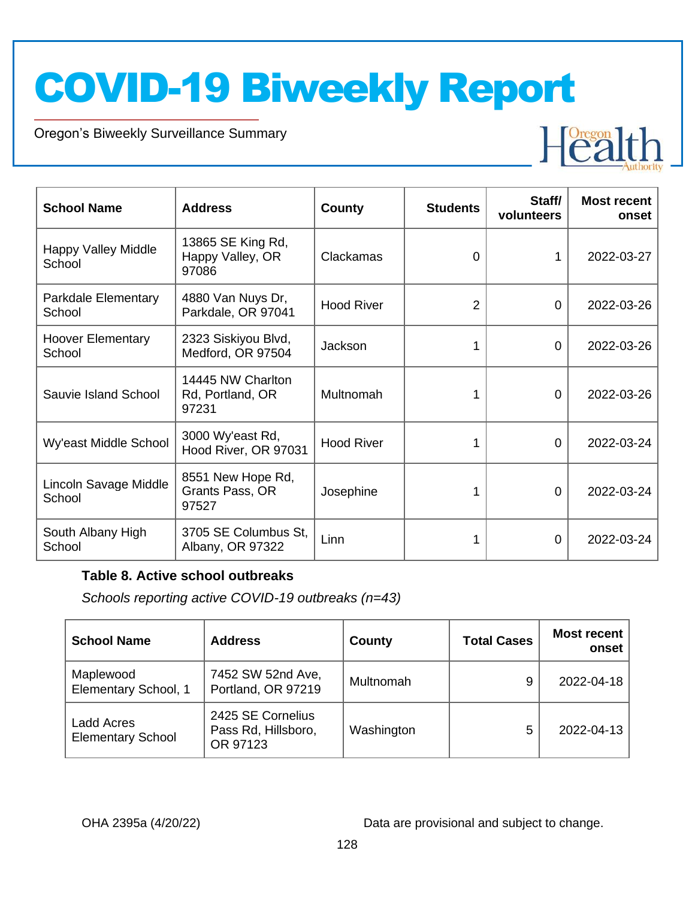| School Name | Address | County | Students | Staff/ volunteers | Most recent onset |
|---|---|---|---|---|---|
| Happy Valley Middle School | 13865 SE King Rd, Happy Valley, OR 97086 | Clackamas | 0 | 1 | 2022-03-27 |
| Parkdale Elementary School | 4880 Van Nuys Dr, Parkdale, OR 97041 | Hood River | 2 | 0 | 2022-03-26 |
| Hoover Elementary School | 2323 Siskiyou Blvd, Medford, OR 97504 | Jackson | 1 | 0 | 2022-03-26 |
| Sauvie Island School | 14445 NW Charlton Rd, Portland, OR 97231 | Multnomah | 1 | 0 | 2022-03-26 |
| Wy'east Middle School | 3000 Wy'east Rd, Hood River, OR 97031 | Hood River | 1 | 0 | 2022-03-24 |
| Lincoln Savage Middle School | 8551 New Hope Rd, Grants Pass, OR 97527 | Josephine | 1 | 0 | 2022-03-24 |
| South Albany High School | 3705 SE Columbus St, Albany, OR 97322 | Linn | 1 | 0 | 2022-03-24 |

**Table 8. Active school outbreaks**

*Schools reporting active COVID-19 outbreaks (n=43)*

| School Name | Address | County | Total Cases | Most recent onset |
|---|---|---|---|---|
| Maplewood Elementary School, 1 | 7452 SW 52nd Ave, Portland, OR 97219 | Multnomah | 9 | 2022-04-18 |
| Ladd Acres Elementary School | 2425 SE Cornelius Pass Rd, Hillsboro, OR 97123 | Washington | 5 | 2022-04-13 |

OHA 2395a (4/20/22) Data are provisional and subject to change.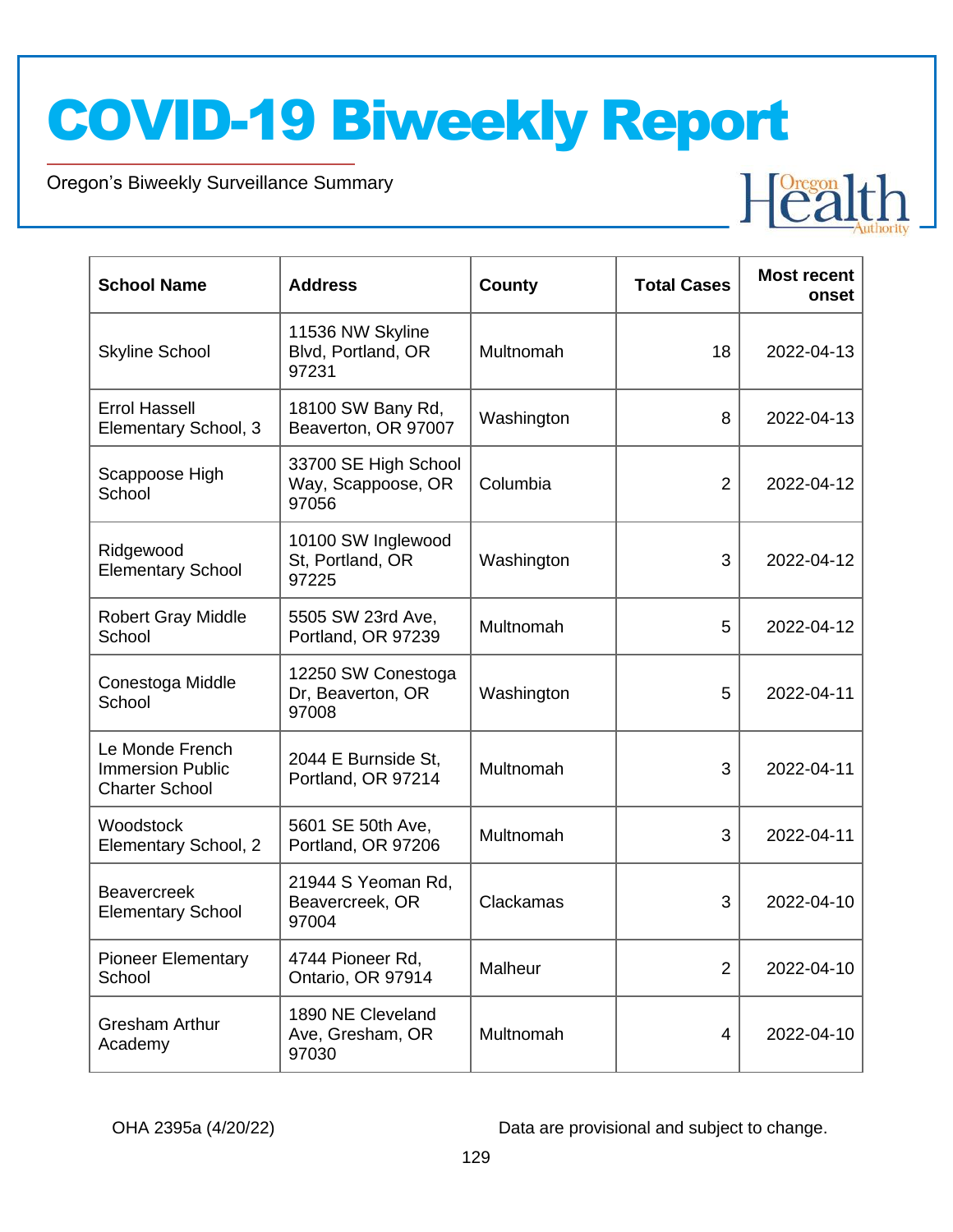# COVID-19 Biweekly Report

Oregon's Biweekly Surveillance Summary

| School Name | Address | County | Total Cases | Most recent onset |
|---|---|---|---|---|
| Skyline School | 11536 NW Skyline Blvd, Portland, OR 97231 | Multnomah | 18 | 2022-04-13 |
| Errol Hassell Elementary School, 3 | 18100 SW Bany Rd, Beaverton, OR 97007 | Washington | 8 | 2022-04-13 |
| Scappoose High School | 33700 SE High School Way, Scappoose, OR 97056 | Columbia | 2 | 2022-04-12 |
| Ridgewood Elementary School | 10100 SW Inglewood St, Portland, OR 97225 | Washington | 3 | 2022-04-12 |
| Robert Gray Middle School | 5505 SW 23rd Ave, Portland, OR 97239 | Multnomah | 5 | 2022-04-12 |
| Conestoga Middle School | 12250 SW Conestoga Dr, Beaverton, OR 97008 | Washington | 5 | 2022-04-11 |
| Le Monde French Immersion Public Charter School | 2044 E Burnside St, Portland, OR 97214 | Multnomah | 3 | 2022-04-11 |
| Woodstock Elementary School, 2 | 5601 SE 50th Ave, Portland, OR 97206 | Multnomah | 3 | 2022-04-11 |
| Beavercreek Elementary School | 21944 S Yeoman Rd, Beavercreek, OR 97004 | Clackamas | 3 | 2022-04-10 |
| Pioneer Elementary School | 4744 Pioneer Rd, Ontario, OR 97914 | Malheur | 2 | 2022-04-10 |
| Gresham Arthur Academy | 1890 NE Cleveland Ave, Gresham, OR 97030 | Multnomah | 4 | 2022-04-10 |

OHA 2395a (4/20/22)

Data are provisional and subject to change.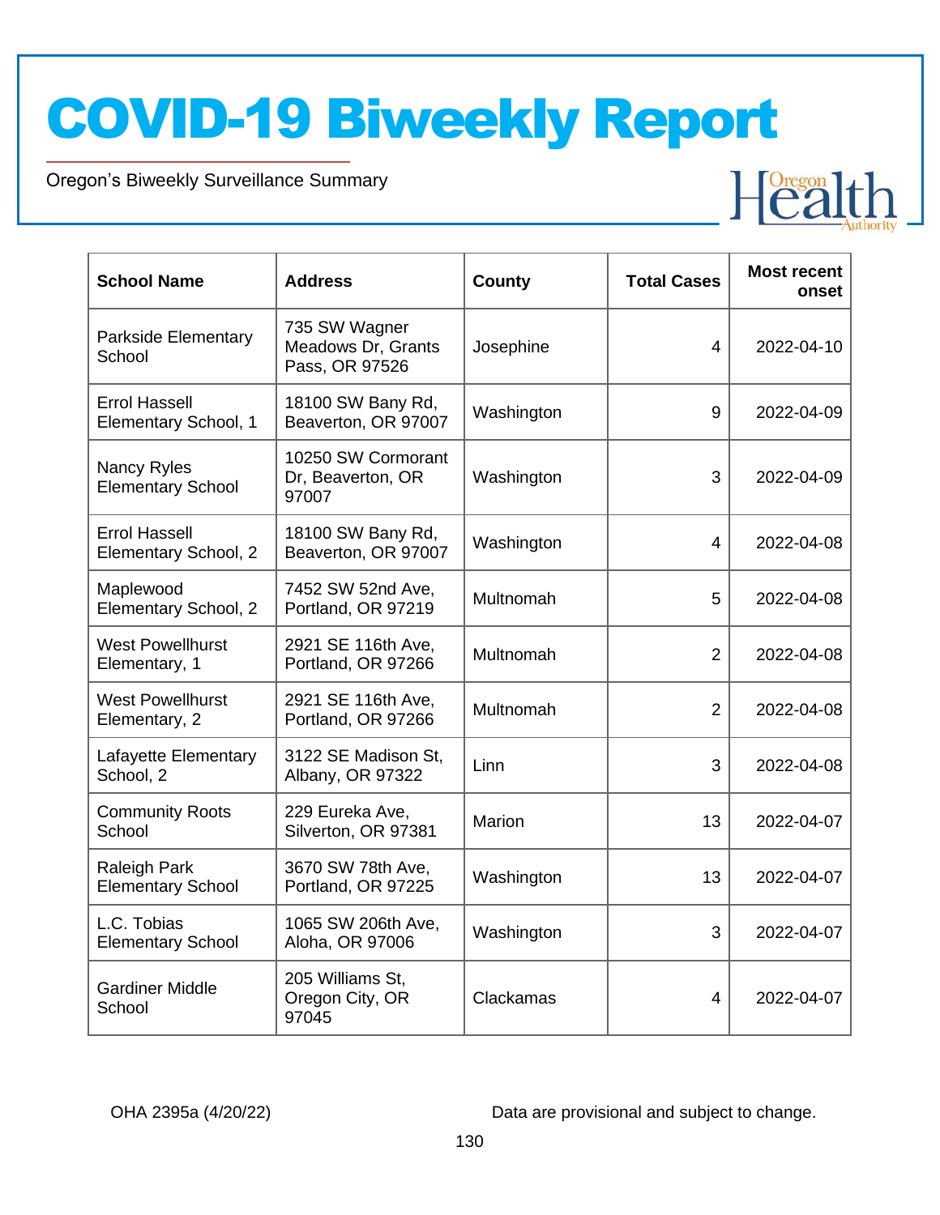| School Name | Address | County | Total Cases | Most recent onset |
|---|---|---|---|---|
| Parkside Elementary School | 735 SW Wagner Meadows Dr, Grants Pass, OR 97526 | Josephine | 4 | 2022-04-10 |
| Errol Hassell Elementary School, 1 | 18100 SW Bany Rd, Beaverton, OR 97007 | Washington | 9 | 2022-04-09 |
| Nancy Ryles Elementary School | 10250 SW Cormorant Dr, Beaverton, OR 97007 | Washington | 3 | 2022-04-09 |
| Errol Hassell Elementary School, 2 | 18100 SW Bany Rd, Beaverton, OR 97007 | Washington | 4 | 2022-04-08 |
| Maplewood Elementary School, 2 | 7452 SW 52nd Ave, Portland, OR 97219 | Multnomah | 5 | 2022-04-08 |
| West Powellhurst Elementary, 1 | 2921 SE 116th Ave, Portland, OR 97266 | Multnomah | 2 | 2022-04-08 |
| West Powellhurst Elementary, 2 | 2921 SE 116th Ave, Portland, OR 97266 | Multnomah | 2 | 2022-04-08 |
| Lafayette Elementary School, 2 | 3122 SE Madison St, Albany, OR 97322 | Linn | 3 | 2022-04-08 |
| Community Roots School | 229 Eureka Ave, Silverton, OR 97381 | Marion | 13 | 2022-04-07 |
| Raleigh Park Elementary School | 3670 SW 78th Ave, Portland, OR 97225 | Washington | 13 | 2022-04-07 |
| L.C. Tobias Elementary School | 1065 SW 206th Ave, Aloha, OR 97006 | Washington | 3 | 2022-04-07 |
| Gardiner Middle School | 205 Williams St, Oregon City, OR 97045 | Clackamas | 4 | 2022-04-07 |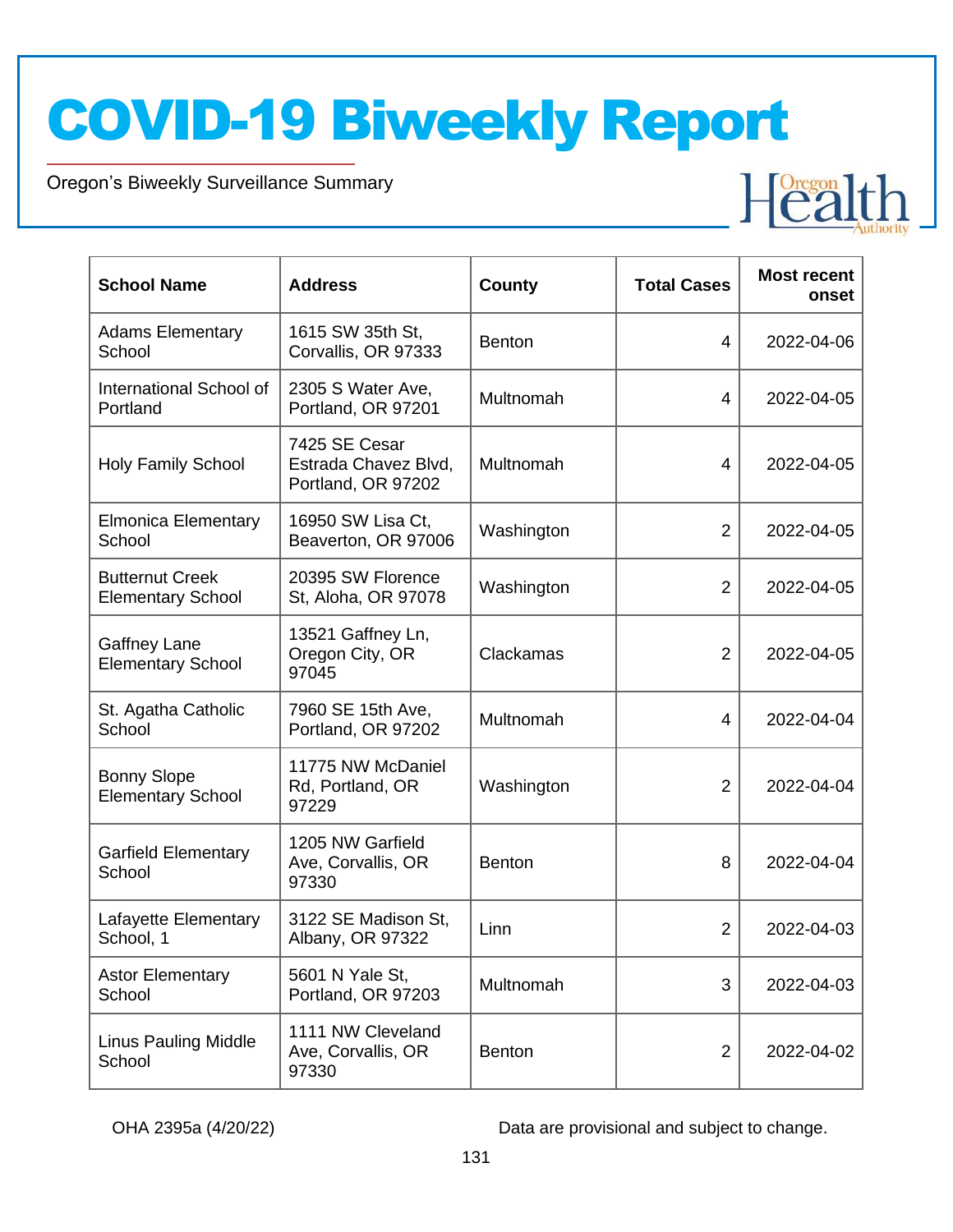| School Name | Address | County | Total Cases | Most recent onset |
|---|---|---|---|---|
| Adams Elementary School | 1615 SW 35th St, Corvallis, OR 97333 | Benton | 4 | 2022-04-06 |
| International School of Portland | 2305 S Water Ave, Portland, OR 97201 | Multnomah | 4 | 2022-04-05 |
| Holy Family School | 7425 SE Cesar Estrada Chavez Blvd, Portland, OR 97202 | Multnomah | 4 | 2022-04-05 |
| Elmonica Elementary School | 16950 SW Lisa Ct, Beaverton, OR 97006 | Washington | 2 | 2022-04-05 |
| Butternut Creek Elementary School | 20395 SW Florence St, Aloha, OR 97078 | Washington | 2 | 2022-04-05 |
| Gaffney Lane Elementary School | 13521 Gaffney Ln, Oregon City, OR 97045 | Clackamas | 2 | 2022-04-05 |
| St. Agatha Catholic School | 7960 SE 15th Ave, Portland, OR 97202 | Multnomah | 4 | 2022-04-04 |
| Bonny Slope Elementary School | 11775 NW McDaniel Rd, Portland, OR 97229 | Washington | 2 | 2022-04-04 |
| Garfield Elementary School | 1205 NW Garfield Ave, Corvallis, OR 97330 | Benton | 8 | 2022-04-04 |
| Lafayette Elementary School, 1 | 3122 SE Madison St, Albany, OR 97322 | Linn | 2 | 2022-04-03 |
| Astor Elementary School | 5601 N Yale St, Portland, OR 97203 | Multnomah | 3 | 2022-04-03 |
| Linus Pauling Middle School | 1111 NW Cleveland Ave, Corvallis, OR 97330 | Benton | 2 | 2022-04-02 |

OHA 2395a (4/20/22)

Data are provisional and subject to change.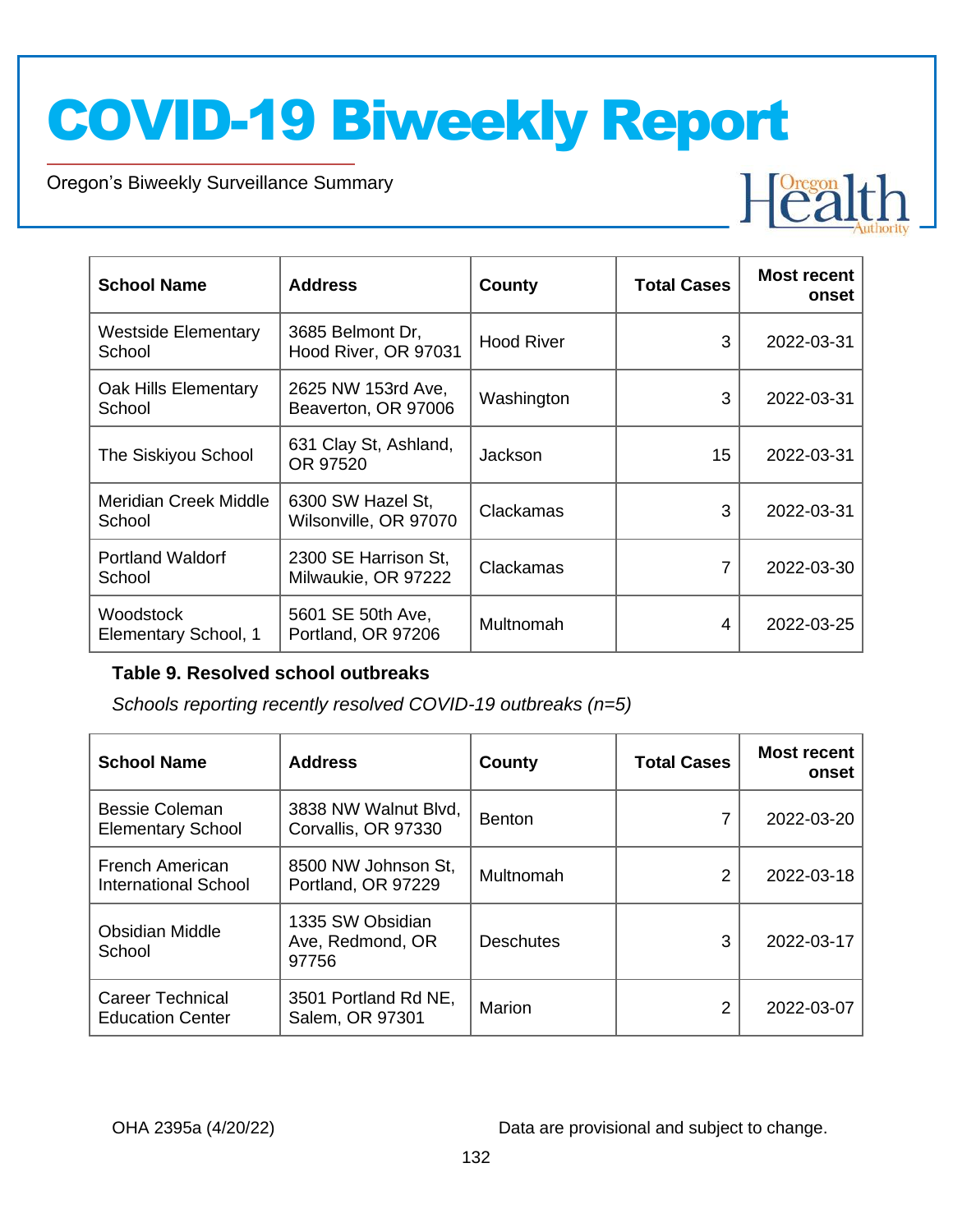| School Name | Address | County | Total Cases | Most recent onset |
|---|---|---|---|---|
| Westside Elementary School | 3685 Belmont Dr, Hood River, OR 97031 | Hood River | 3 | 2022-03-31 |
| Oak Hills Elementary School | 2625 NW 153rd Ave, Beaverton, OR 97006 | Washington | 3 | 2022-03-31 |
| The Siskiyou School | 631 Clay St, Ashland, OR 97520 | Jackson | 15 | 2022-03-31 |
| Meridian Creek Middle School | 6300 SW Hazel St, Wilsonville, OR 97070 | Clackamas | 3 | 2022-03-31 |
| Portland Waldorf School | 2300 SE Harrison St, Milwaukie, OR 97222 | Clackamas | 7 | 2022-03-30 |
| Woodstock Elementary School, 1 | 5601 SE 50th Ave, Portland, OR 97206 | Multnomah | 4 | 2022-03-25 |

**Table 9. Resolved school outbreaks**

*Schools reporting recently resolved COVID-19 outbreaks (n=5)*

| School Name | Address | County | Total Cases | Most recent onset |
|---|---|---|---|---|
| Bessie Coleman Elementary School | 3838 NW Walnut Blvd, Corvallis, OR 97330 | Benton | 7 | 2022-03-20 |
| French American International School | 8500 NW Johnson St, Portland, OR 97229 | Multnomah | 2 | 2022-03-18 |
| Obsidian Middle School | 1335 SW Obsidian Ave, Redmond, OR 97756 | Deschutes | 3 | 2022-03-17 |
| Career Technical Education Center | 3501 Portland Rd NE, Salem, OR 97301 | Marion | 2 | 2022-03-07 |

OHA 2395a (4/20/22)

Data are provisional and subject to change.